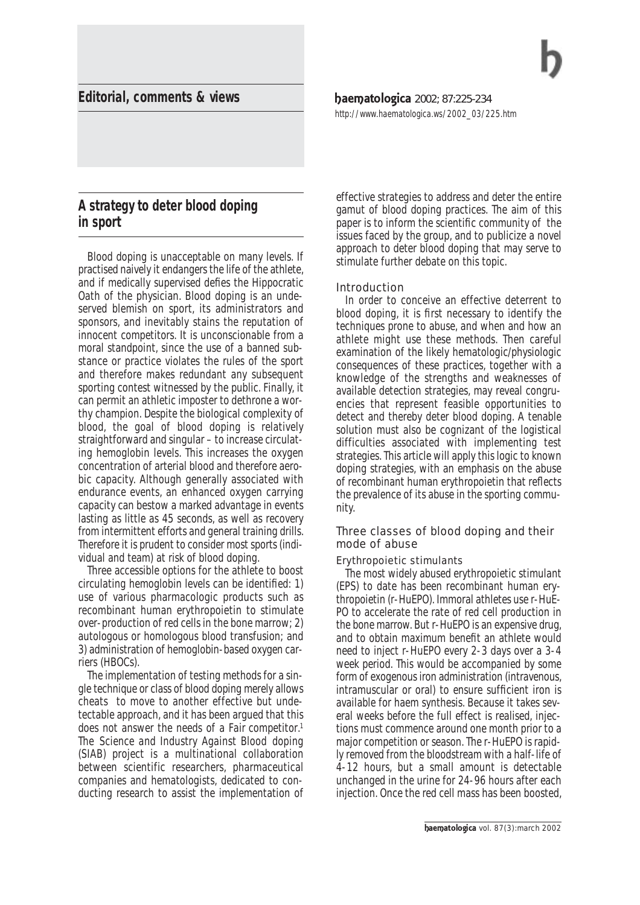Editorial, comments & views

# A strategy to deter blood doping in sport

Blood doping is unacceptable on many levels. If practised naively it endangers the life of the athlete, and if medically supervised defies the Hippocratic Oath of the physician. Blood doping is an undeserved blemish on sport, its administrators and sponsors, and inevitably stains the reputation of innocent competitors. It is unconscionable from a moral standpoint, since the use of a banned substance or practice violates the rules of the sport and therefore makes redundant any subsequent sporting contest witnessed by the public. Finally, it can permit an athletic imposter to dethrone a worthy champion. Despite the biological complexity of blood, the goal of blood doping is relatively straightforward and singular – to increase circulating hemoglobin levels. This increases the oxygen concentration of arterial blood and therefore aerobic capacity. Although generally associated with endurance events, an enhanced oxygen carrying capacity can bestow a marked advantage in events lasting as little as 45 seconds, as well as recovery from intermittent efforts and general training drills. Therefore it is prudent to consider most sports (individual and team) at risk of blood doping.

Three accessible options for the athlete to boost circulating hemoglobin levels can be identified: 1) use of various pharmacologic products such as recombinant human erythropoietin to stimulate over-production of red cells in the bone marrow; 2) autologous or homologous blood transfusion; and 3) administration of hemoglobin-based oxygen carriers (HBOCs).

The implementation of testing methods for a single technique or class of blood doping merely allows cheats to move to another effective but undetectable approach, and it has been argued that this does not answer the needs of a Fair competitor.[1] The Science and Industry Against Blood doping (SIAB) project is a multinational collaboration between scientific researchers, pharmaceutical companies and hematologists, dedicated to conducting research to assist the implementation of effective strategies to address and deter the entire gamut of blood doping practices. The aim of this paper is to inform the scientific community of the issues faced by the group, and to publicize a novel approach to deter blood doping that may serve to stimulate further debate on this topic.

## Introduction

In order to conceive an effective deterrent to blood doping, it is first necessary to identify the techniques prone to abuse, and when and how an athlete might use these methods. Then careful examination of the likely hematologic/physiologic consequences of these practices, together with a knowledge of the strengths and weaknesses of available detection strategies, may reveal congruencies that represent feasible opportunities to detect and thereby deter blood doping. A tenable solution must also be cognizant of the logistical difficulties associated with implementing test strategies. This article will apply this logic to known doping strategies, with an emphasis on the abuse of recombinant human erythropoietin that reflects the prevalence of its abuse in the sporting community.

## Three classes of blood doping and their mode of abuse

### Erythropoietic stimulants

The most widely abused erythropoietic stimulant (EPS) to date has been recombinant human erythropoietin (r-HuEPO). Immoral athletes use r-HuEPO to accelerate the rate of red cell production in the bone marrow. But r-HuEPO is an expensive drug, and to obtain maximum benefit an athlete would need to inject r-HuEPO every 2-3 days over a 3-4 week period. This would be accompanied by some form of exogenous iron administration (intravenous, intramuscular or oral) to ensure sufficient iron is available for haem synthesis. Because it takes several weeks before the full effect is realised, injections must commence around one month prior to a major competition or season. The r-HuEPO is rapidly removed from the bloodstream with a half-life of 4-12 hours, but a small amount is detectable unchanged in the urine for 24-96 hours after each injection. Once the red cell mass has been boosted,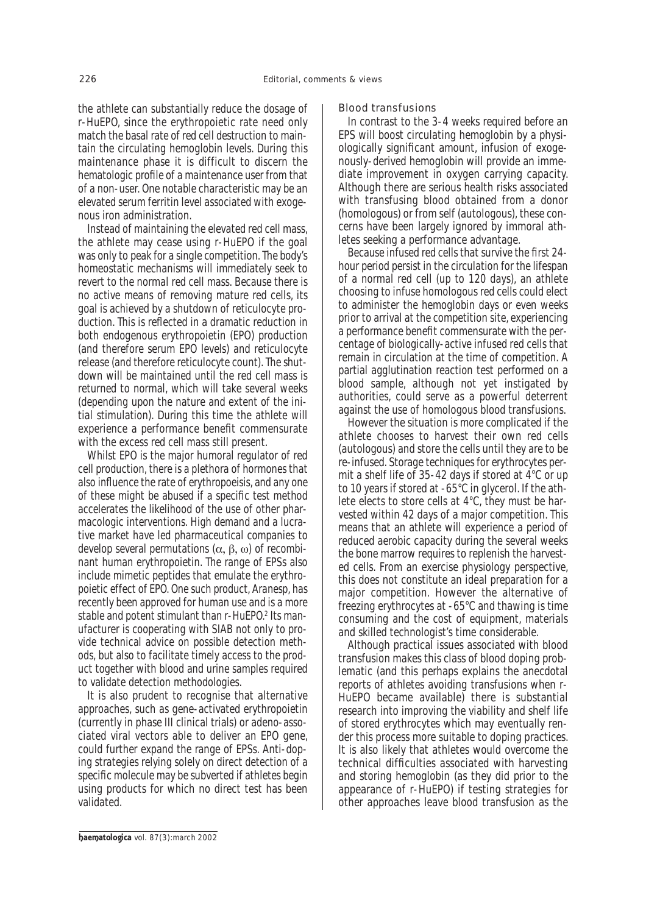the athlete can substantially reduce the dosage of r-HuEPO, since the erythropoietic rate need only match the basal rate of red cell destruction to maintain the circulating hemoglobin levels. During this maintenance phase it is difficult to discern the hematologic profile of a maintenance user from that of a non-user. One notable characteristic may be an elevated serum ferritin level associated with exogenous iron administration.

Instead of maintaining the elevated red cell mass, the athlete may cease using r-HuEPO if the goal was only to peak for a single competition. The body's homeostatic mechanisms will immediately seek to revert to the normal red cell mass. Because there is no active means of removing mature red cells, its goal is achieved by a shutdown of reticulocyte production. This is reflected in a dramatic reduction in both endogenous erythropoietin (EPO) production (and therefore serum EPO levels) and reticulocyte release (and therefore reticulocyte count). The shutdown will be maintained until the red cell mass is returned to normal, which will take several weeks (depending upon the nature and extent of the initial stimulation). During this time the athlete will experience a performance benefit commensurate with the excess red cell mass still present.

Whilst EPO is the major humoral regulator of red cell production, there is a plethora of hormones that also influence the rate of erythropoeisis, and any one of these might be abused if a specific test method accelerates the likelihood of the use of other pharmacologic interventions. High demand and a lucrative market have led pharmaceutical companies to develop several permutations ($\alpha$, $\beta$, $\omega$) of recombinant human erythropoietin. The range of EPSs also include mimetic peptides that emulate the erythropoietic effect of EPO. One such product, Aranesp, has recently been approved for human use and is a more stable and potent stimulant than r-HuEPO.[2] Its manufacturer is cooperating with SIAB not only to provide technical advice on possible detection methods, but also to facilitate timely access to the product together with blood and urine samples required to validate detection methodologies.

It is also prudent to recognise that alternative approaches, such as gene-activated erythropoietin (currently in phase III clinical trials) or adeno-associated viral vectors able to deliver an EPO gene, could further expand the range of EPSs. Anti-doping strategies relying solely on direct detection of a specific molecule may be subverted if athletes begin using products for which no direct test has been validated.

### Blood transfusions

In contrast to the 3-4 weeks required before an EPS will boost circulating hemoglobin by a physiologically significant amount, infusion of exogenously-derived hemoglobin will provide an immediate improvement in oxygen carrying capacity. Although there are serious health risks associated with transfusing blood obtained from a donor (homologous) or from self (autologous), these concerns have been largely ignored by immoral athletes seeking a performance advantage.

Because infused red cells that survive the first 24-hour period persist in the circulation for the lifespan of a normal red cell (up to 120 days), an athlete choosing to infuse homologous red cells could elect to administer the hemoglobin days or even weeks prior to arrival at the competition site, experiencing a performance benefit commensurate with the percentage of biologically-active infused red cells that remain in circulation at the time of competition. A partial agglutination reaction test performed on a blood sample, although not yet instigated by authorities, could serve as a powerful deterrent against the use of homologous blood transfusions.

However the situation is more complicated if the athlete chooses to harvest their own red cells (autologous) and store the cells until they are to be re-infused. Storage techniques for erythrocytes permit a shelf life of 35-42 days if stored at 4°C or up to 10 years if stored at -65°C in glycerol. If the athlete elects to store cells at 4°C, they must be harvested within 42 days of a major competition. This means that an athlete will experience a period of reduced aerobic capacity during the several weeks the bone marrow requires to replenish the harvested cells. From an exercise physiology perspective, this does not constitute an ideal preparation for a major competition. However the alternative of freezing erythrocytes at -65°C and thawing is time consuming and the cost of equipment, materials and skilled technologist's time considerable.

Although practical issues associated with blood transfusion makes this class of blood doping problematic (and this perhaps explains the anecdotal reports of athletes avoiding transfusions when r-HuEPO became available) there is substantial research into improving the viability and shelf life of stored erythrocytes which may eventually render this process more suitable to doping practices. It is also likely that athletes would overcome the technical difficulties associated with harvesting and storing hemoglobin (as they did prior to the appearance of r-HuEPO) if testing strategies for other approaches leave blood transfusion as the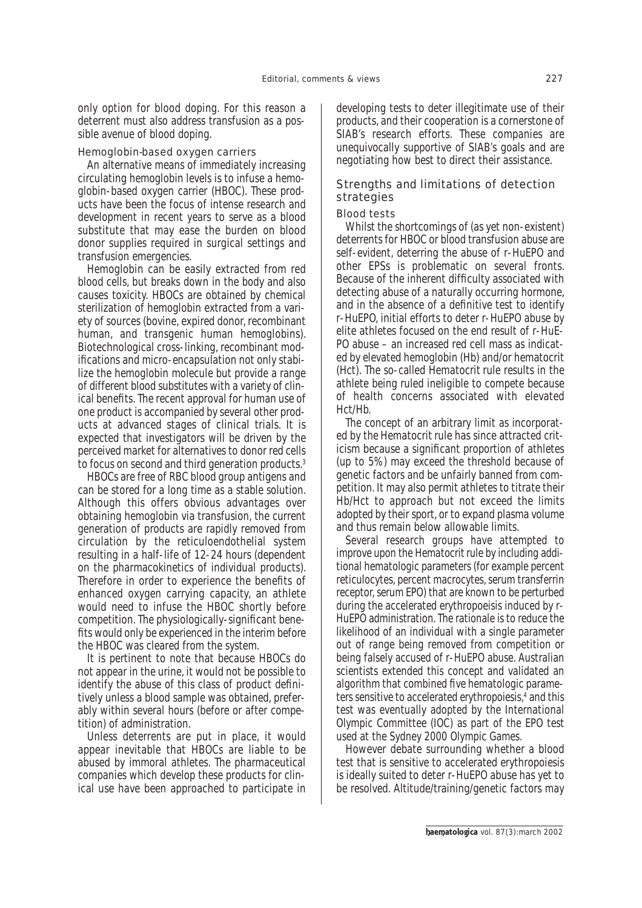only option for blood doping. For this reason a deterrent must also address transfusion as a possible avenue of blood doping.

### Hemoglobin-based oxygen carriers

An alternative means of immediately increasing circulating hemoglobin levels is to infuse a hemoglobin-based oxygen carrier (HBOC). These products have been the focus of intense research and development in recent years to serve as a blood substitute that may ease the burden on blood donor supplies required in surgical settings and transfusion emergencies.

Hemoglobin can be easily extracted from red blood cells, but breaks down in the body and also causes toxicity. HBOCs are obtained by chemical sterilization of hemoglobin extracted from a variety of sources (bovine, expired donor, recombinant human, and transgenic human hemoglobins). Biotechnological cross-linking, recombinant modifications and micro-encapsulation not only stabilize the hemoglobin molecule but provide a range of different blood substitutes with a variety of clinical benefits. The recent approval for human use of one product is accompanied by several other products at advanced stages of clinical trials. It is expected that investigators will be driven by the perceived market for alternatives to donor red cells to focus on second and third generation products.[3]

HBOCs are free of RBC blood group antigens and can be stored for a long time as a stable solution. Although this offers obvious advantages over obtaining hemoglobin via transfusion, the current generation of products are rapidly removed from circulation by the reticuloendothelial system resulting in a half-life of 12-24 hours (dependent on the pharmacokinetics of individual products). Therefore in order to experience the benefits of enhanced oxygen carrying capacity, an athlete would need to infuse the HBOC shortly before competition. The physiologically-significant benefits would only be experienced in the interim before the HBOC was cleared from the system.

It is pertinent to note that because HBOCs do not appear in the urine, it would not be possible to identify the abuse of this class of product definitively unless a blood sample was obtained, preferably within several hours (before or after competition) of administration.

Unless deterrents are put in place, it would appear inevitable that HBOCs are liable to be abused by immoral athletes. The pharmaceutical companies which develop these products for clinical use have been approached to participate in developing tests to deter illegitimate use of their products, and their cooperation is a cornerstone of SIAB's research efforts. These companies are unequivocally supportive of SIAB's goals and are negotiating how best to direct their assistance.

## Strengths and limitations of detection strategies

### Blood tests

Whilst the shortcomings of (as yet non-existent) deterrents for HBOC or blood transfusion abuse are self-evident, deterring the abuse of r-HuEPO and other EPSs is problematic on several fronts. Because of the inherent difficulty associated with detecting abuse of a naturally occurring hormone, and in the absence of a definitive test to identify r-HuEPO, initial efforts to deter r-HuEPO abuse by elite athletes focused on the end result of r-HuEPO abuse – an increased red cell mass as indicated by elevated hemoglobin (Hb) and/or hematocrit (Hct). The so-called Hematocrit rule results in the athlete being ruled ineligible to compete because of health concerns associated with elevated Hct/Hb.

The concept of an arbitrary limit as incorporated by the Hematocrit rule has since attracted criticism because a significant proportion of athletes (up to 5%) may exceed the threshold because of genetic factors and be unfairly banned from competition. It may also permit athletes to titrate their Hb/Hct to approach but not exceed the limits adopted by their sport, or to expand plasma volume and thus remain below allowable limits.

Several research groups have attempted to improve upon the Hematocrit rule by including additional hematologic parameters (for example percent reticulocytes, percent macrocytes, serum transferrin receptor, serum EPO) that are known to be perturbed during the accelerated erythropoeisis induced by r-HuEPO administration. The rationale is to reduce the likelihood of an individual with a single parameter out of range being removed from competition or being falsely accused of r-HuEPO abuse. Australian scientists extended this concept and validated an algorithm that combined five hematologic parameters sensitive to accelerated erythropoiesis,[4] and this test was eventually adopted by the International Olympic Committee (IOC) as part of the EPO test used at the Sydney 2000 Olympic Games.

However debate surrounding whether a blood test that is sensitive to accelerated erythropoiesis is ideally suited to deter r-HuEPO abuse has yet to be resolved. Altitude/training/genetic factors may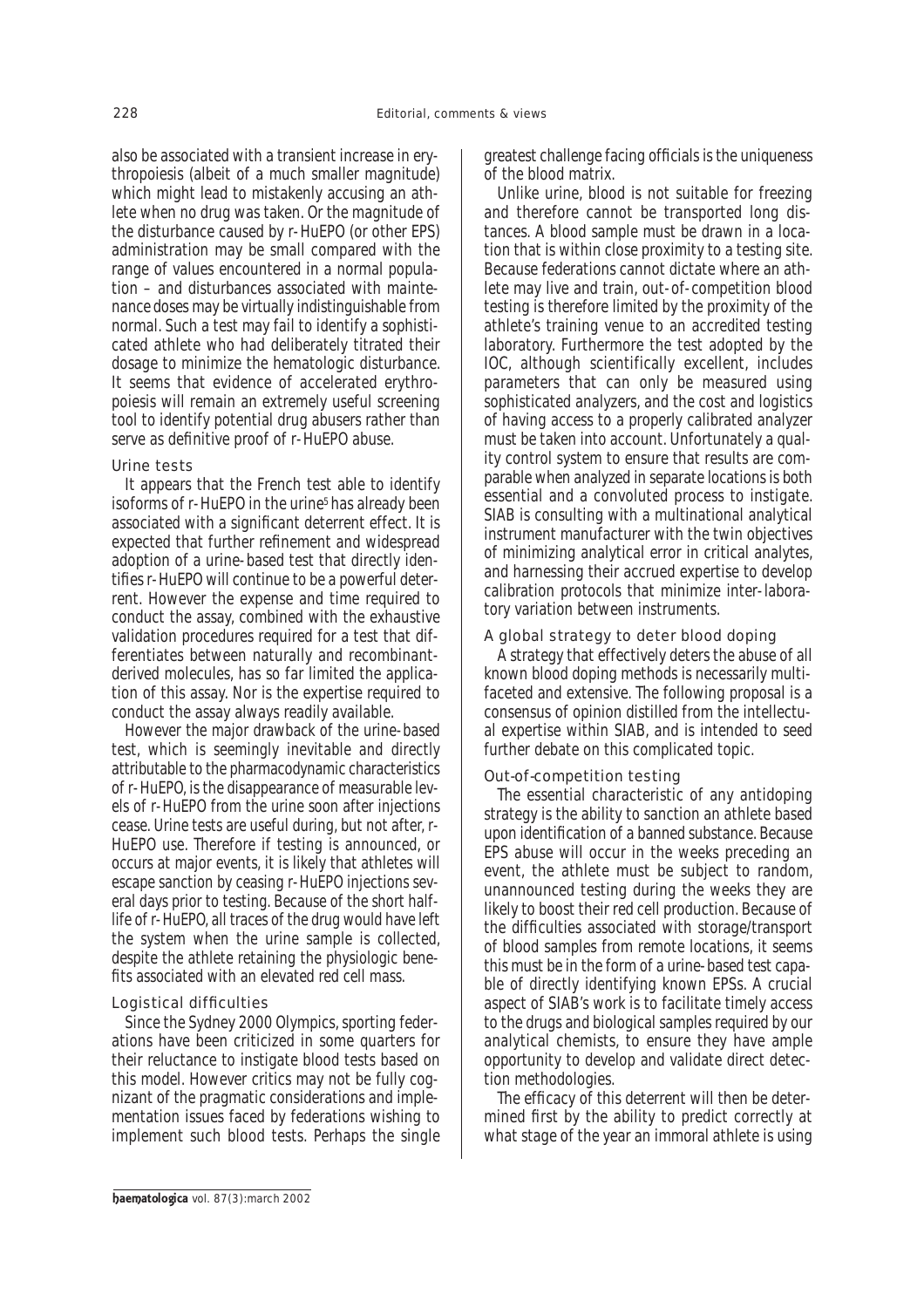also be associated with a transient increase in erythropoiesis (albeit of a much smaller magnitude) which might lead to mistakenly accusing an athlete when no drug was taken. Or the magnitude of the disturbance caused by r-HuEPO (or other EPS) administration may be small compared with the range of values encountered in a normal population – and disturbances associated with maintenance doses may be virtually indistinguishable from normal. Such a test may fail to identify a sophisticated athlete who had deliberately titrated their dosage to minimize the hematologic disturbance. It seems that evidence of accelerated erythropoiesis will remain an extremely useful screening tool to identify potential drug abusers rather than serve as definitive proof of r-HuEPO abuse.

### Urine tests

It appears that the French test able to identify isoforms of r-HuEPO in the urine[5] has already been associated with a significant deterrent effect. It is expected that further refinement and widespread adoption of a urine-based test that directly identifies r-HuEPO will continue to be a powerful deterrent. However the expense and time required to conduct the assay, combined with the exhaustive validation procedures required for a test that differentiates between naturally and recombinant-derived molecules, has so far limited the application of this assay. Nor is the expertise required to conduct the assay always readily available.

However the major drawback of the urine-based test, which is seemingly inevitable and directly attributable to the pharmacodynamic characteristics of r-HuEPO, is the disappearance of measurable levels of r-HuEPO from the urine soon after injections cease. Urine tests are useful during, but not after, r-HuEPO use. Therefore if testing is announced, or occurs at major events, it is likely that athletes will escape sanction by ceasing r-HuEPO injections several days prior to testing. Because of the short half-life of r-HuEPO, all traces of the drug would have left the system when the urine sample is collected, despite the athlete retaining the physiologic benefits associated with an elevated red cell mass.

### Logistical difficulties

Since the Sydney 2000 Olympics, sporting federations have been criticized in some quarters for their reluctance to instigate blood tests based on this model. However critics may not be fully cognizant of the pragmatic considerations and implementation issues faced by federations wishing to implement such blood tests. Perhaps the single greatest challenge facing officials is the uniqueness of the blood matrix.

Unlike urine, blood is not suitable for freezing and therefore cannot be transported long distances. A blood sample must be drawn in a location that is within close proximity to a testing site. Because federations cannot dictate where an athlete may live and train, out-of-competition blood testing is therefore limited by the proximity of the athlete's training venue to an accredited testing laboratory. Furthermore the test adopted by the IOC, although scientifically excellent, includes parameters that can only be measured using sophisticated analyzers, and the cost and logistics of having access to a properly calibrated analyzer must be taken into account. Unfortunately a quality control system to ensure that results are comparable when analyzed in separate locations is both essential and a convoluted process to instigate. SIAB is consulting with a multinational analytical instrument manufacturer with the twin objectives of minimizing analytical error in critical analytes, and harnessing their accrued expertise to develop calibration protocols that minimize inter-laboratory variation between instruments.

### A global strategy to deter blood doping

A strategy that effectively deters the abuse of all known blood doping methods is necessarily multifaceted and extensive. The following proposal is a consensus of opinion distilled from the intellectual expertise within SIAB, and is intended to seed further debate on this complicated topic.

### Out-of-competition testing

The essential characteristic of any antidoping strategy is the ability to sanction an athlete based upon identification of a banned substance. Because EPS abuse will occur in the weeks preceding an event, the athlete must be subject to random, unannounced testing during the weeks they are likely to boost their red cell production. Because of the difficulties associated with storage/transport of blood samples from remote locations, it seems this must be in the form of a urine-based test capable of directly identifying known EPSs. A crucial aspect of SIAB's work is to facilitate timely access to the drugs and biological samples required by our analytical chemists, to ensure they have ample opportunity to develop and validate direct detection methodologies.

The efficacy of this deterrent will then be determined first by the ability to predict correctly at what stage of the year an immoral athlete is using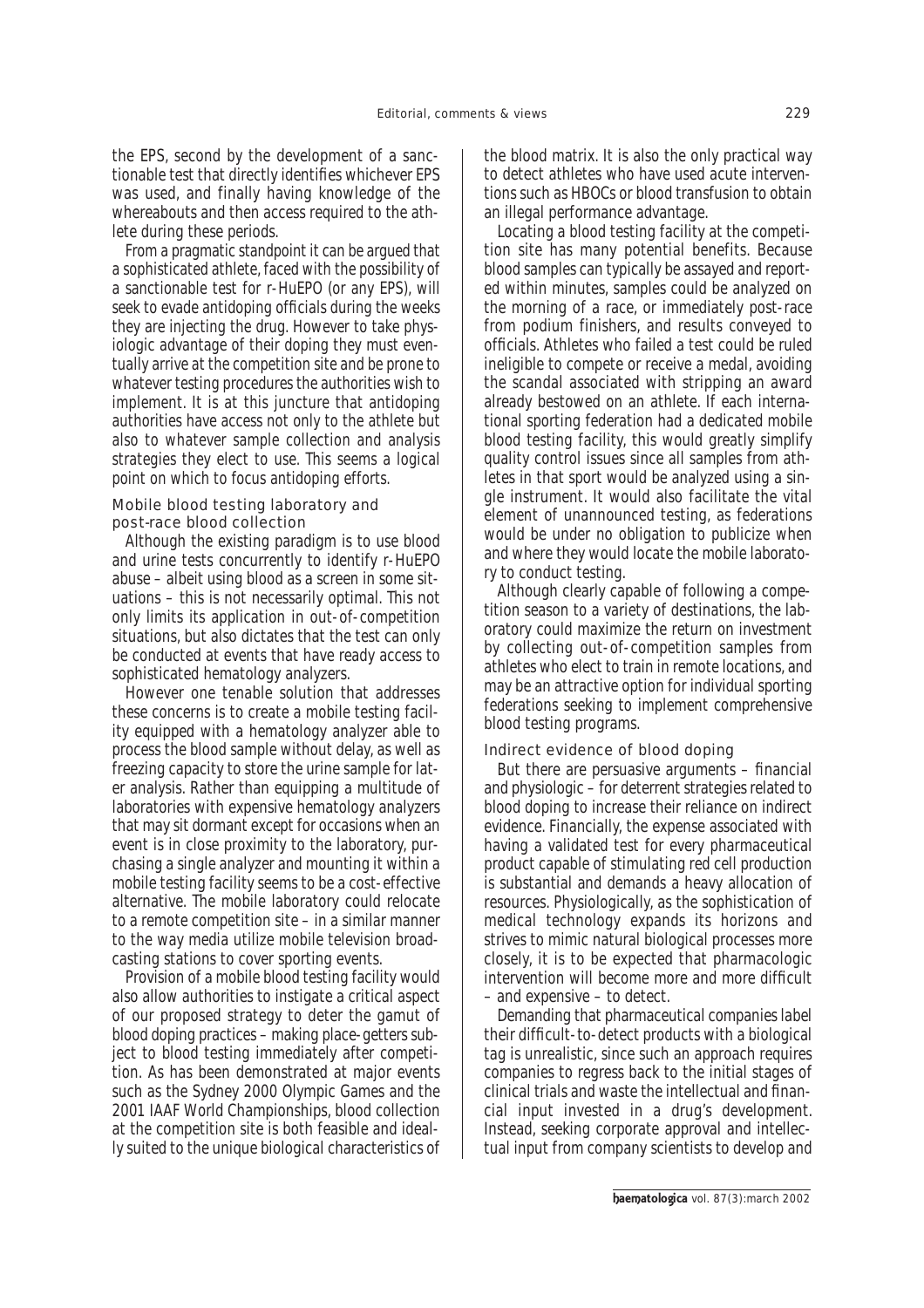the EPS, second by the development of a sanctionable test that directly identifies whichever EPS was used, and finally having knowledge of the whereabouts and then access required to the athlete during these periods.

From a pragmatic standpoint it can be argued that a sophisticated athlete, faced with the possibility of a sanctionable test for r-HuEPO (or any EPS), will seek to evade antidoping officials during the weeks they are injecting the drug. However to take physiologic advantage of their doping they must eventually arrive at the competition site and be prone to whatever testing procedures the authorities wish to implement. It is at this juncture that antidoping authorities have access not only to the athlete but also to whatever sample collection and analysis strategies they elect to use. This seems a logical point on which to focus antidoping efforts.

### Mobile blood testing laboratory and post-race blood collection

Although the existing paradigm is to use blood and urine tests concurrently to identify r-HuEPO abuse – albeit using blood as a screen in some situations – this is not necessarily optimal. This not only limits its application in out-of-competition situations, but also dictates that the test can only be conducted at events that have ready access to sophisticated hematology analyzers.

However one tenable solution that addresses these concerns is to create a mobile testing facility equipped with a hematology analyzer able to process the blood sample without delay, as well as freezing capacity to store the urine sample for later analysis. Rather than equipping a multitude of laboratories with expensive hematology analyzers that may sit dormant except for occasions when an event is in close proximity to the laboratory, purchasing a single analyzer and mounting it within a mobile testing facility seems to be a cost-effective alternative. The mobile laboratory could relocate to a remote competition site – in a similar manner to the way media utilize mobile television broadcasting stations to cover sporting events.

Provision of a mobile blood testing facility would also allow authorities to instigate a critical aspect of our proposed strategy to deter the gamut of blood doping practices – making place-getters subject to blood testing immediately after competition. As has been demonstrated at major events such as the Sydney 2000 Olympic Games and the 2001 IAAF World Championships, blood collection at the competition site is both feasible and ideally suited to the unique biological characteristics of the blood matrix. It is also the only practical way to detect athletes who have used acute interventions such as HBOCs or blood transfusion to obtain an illegal performance advantage.

Locating a blood testing facility at the competition site has many potential benefits. Because blood samples can typically be assayed and reported within minutes, samples could be analyzed on the morning of a race, or immediately post-race from podium finishers, and results conveyed to officials. Athletes who failed a test could be ruled ineligible to compete or receive a medal, avoiding the scandal associated with stripping an award already bestowed on an athlete. If each international sporting federation had a dedicated mobile blood testing facility, this would greatly simplify quality control issues since all samples from athletes in that sport would be analyzed using a single instrument. It would also facilitate the vital element of unannounced testing, as federations would be under no obligation to publicize when and where they would locate the mobile laboratory to conduct testing.

Although clearly capable of following a competition season to a variety of destinations, the laboratory could maximize the return on investment by collecting out-of-competition samples from athletes who elect to train in remote locations, and may be an attractive option for individual sporting federations seeking to implement comprehensive blood testing programs.

### Indirect evidence of blood doping

But there are persuasive arguments – financial and physiologic – for deterrent strategies related to blood doping to increase their reliance on indirect evidence. Financially, the expense associated with having a validated test for every pharmaceutical product capable of stimulating red cell production is substantial and demands a heavy allocation of resources. Physiologically, as the sophistication of medical technology expands its horizons and strives to mimic natural biological processes more closely, it is to be expected that pharmacologic intervention will become more and more difficult – and expensive – to detect.

Demanding that pharmaceutical companies label their difficult-to-detect products with a biological tag is unrealistic, since such an approach requires companies to regress back to the initial stages of clinical trials and waste the intellectual and financial input invested in a drug's development. Instead, seeking corporate approval and intellectual input from company scientists to develop and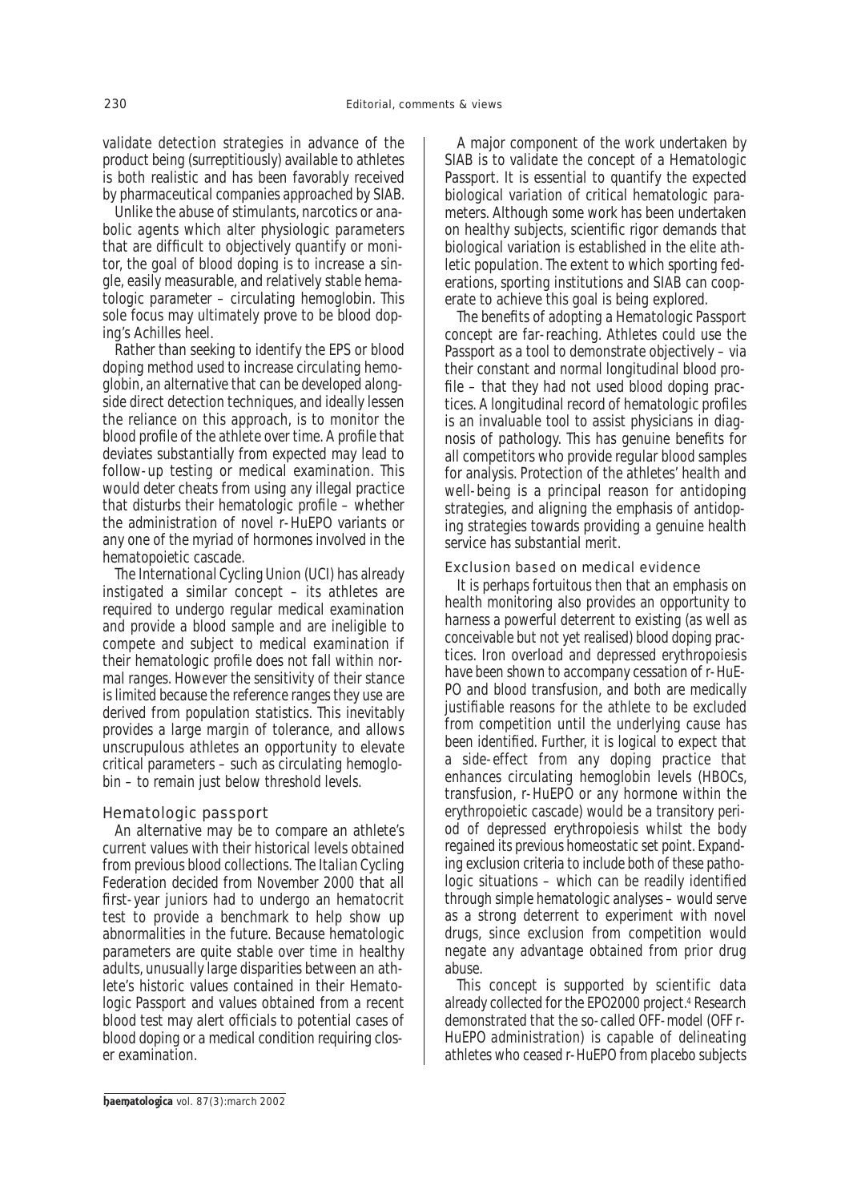validate detection strategies in advance of the product being (surreptitiously) available to athletes is both realistic and has been favorably received by pharmaceutical companies approached by SIAB.

Unlike the abuse of stimulants, narcotics or anabolic agents which alter physiologic parameters that are difficult to objectively quantify or monitor, the goal of blood doping is to increase a single, easily measurable, and relatively stable hematologic parameter – circulating hemoglobin. This sole focus may ultimately prove to be blood doping's Achilles heel.

Rather than seeking to identify the EPS or blood doping method used to increase circulating hemoglobin, an alternative that can be developed alongside direct detection techniques, and ideally lessen the reliance on this approach, is to monitor the blood profile of the athlete over time. A profile that deviates substantially from expected may lead to follow-up testing or medical examination. This would deter cheats from using any illegal practice that disturbs their hematologic profile – whether the administration of novel r-HuEPO variants or any one of the myriad of hormones involved in the hematopoietic cascade.

The International Cycling Union (UCI) has already instigated a similar concept – its athletes are required to undergo regular medical examination and provide a blood sample and are ineligible to compete and subject to medical examination if their hematologic profile does not fall within normal ranges. However the sensitivity of their stance is limited because the reference ranges they use are derived from population statistics. This inevitably provides a large margin of tolerance, and allows unscrupulous athletes an opportunity to elevate critical parameters – such as circulating hemoglobin – to remain just below threshold levels.

### Hematologic passport

An alternative may be to compare an athlete's current values with their historical levels obtained from previous blood collections. The Italian Cycling Federation decided from November 2000 that all first-year juniors had to undergo an hematocrit test to provide a benchmark to help show up abnormalities in the future. Because hematologic parameters are quite stable over time in healthy adults, unusually large disparities between an athlete's historic values contained in their Hematologic Passport and values obtained from a recent blood test may alert officials to potential cases of blood doping or a medical condition requiring closer examination.

A major component of the work undertaken by SIAB is to validate the concept of a Hematologic Passport. It is essential to quantify the expected biological variation of critical hematologic parameters. Although some work has been undertaken on healthy subjects, scientific rigor demands that biological variation is established in the elite athletic population. The extent to which sporting federations, sporting institutions and SIAB can cooperate to achieve this goal is being explored.

The benefits of adopting a Hematologic Passport concept are far-reaching. Athletes could use the Passport as a tool to demonstrate objectively – via their constant and normal longitudinal blood profile – that they had not used blood doping practices. A longitudinal record of hematologic profiles is an invaluable tool to assist physicians in diagnosis of pathology. This has genuine benefits for all competitors who provide regular blood samples for analysis. Protection of the athletes' health and well-being is a principal reason for antidoping strategies, and aligning the emphasis of antidoping strategies towards providing a genuine health service has substantial merit.

### Exclusion based on medical evidence

It is perhaps fortuitous then that an emphasis on health monitoring also provides an opportunity to harness a powerful deterrent to existing (as well as conceivable but not yet realised) blood doping practices. Iron overload and depressed erythropoiesis have been shown to accompany cessation of r-HuEPO and blood transfusion, and both are medically justifiable reasons for the athlete to be excluded from competition until the underlying cause has been identified. Further, it is logical to expect that a side-effect from any doping practice that enhances circulating hemoglobin levels (HBOCs, transfusion, r-HuEPO or any hormone within the erythropoietic cascade) would be a transitory period of depressed erythropoiesis whilst the body regained its previous homeostatic set point. Expanding exclusion criteria to include both of these pathologic situations – which can be readily identified through simple hematologic analyses – would serve as a strong deterrent to experiment with novel drugs, since exclusion from competition would negate any advantage obtained from prior drug abuse.

This concept is supported by scientific data already collected for the EPO2000 project.[4] Research demonstrated that the so-called OFF-model (OFF r-HuEPO administration) is capable of delineating athletes who ceased r-HuEPO from placebo subjects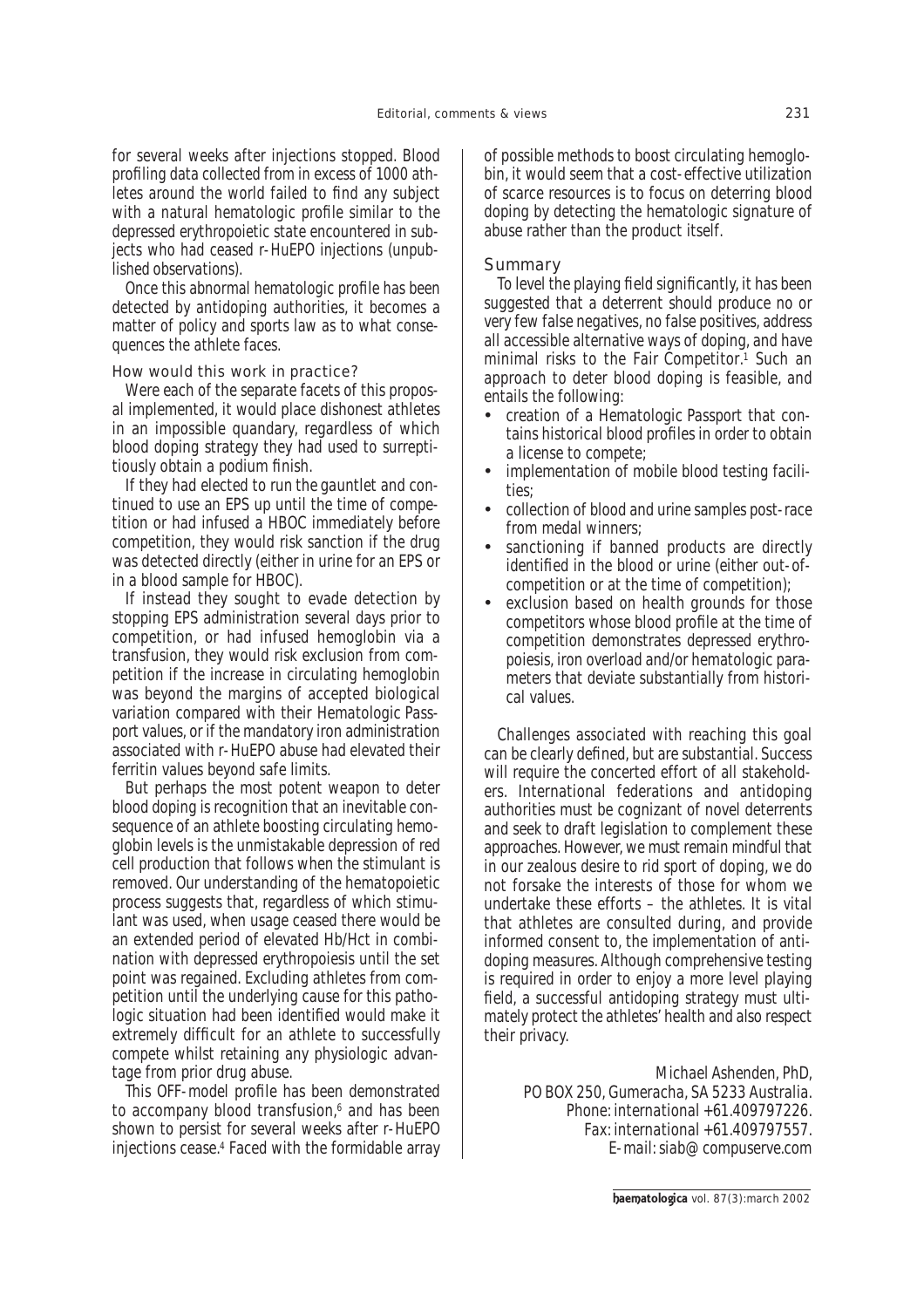for several weeks after injections stopped. Blood profiling data collected from in excess of 1000 athletes around the world failed to find any subject with a natural hematologic profile similar to the depressed erythropoietic state encountered in subjects who had ceased r-HuEPO injections (unpublished observations).

Once this abnormal hematologic profile has been detected by antidoping authorities, it becomes a matter of policy and sports law as to what consequences the athlete faces.

### How would this work in practice?

Were each of the separate facets of this proposal implemented, it would place dishonest athletes in an impossible quandary, regardless of which blood doping strategy they had used to surreptitiously obtain a podium finish.

If they had elected to run the gauntlet and continued to use an EPS up until the time of competition or had infused a HBOC immediately before competition, they would risk sanction if the drug was detected directly (either in urine for an EPS or in a blood sample for HBOC).

If instead they sought to evade detection by stopping EPS administration several days prior to competition, or had infused hemoglobin via a transfusion, they would risk exclusion from competition if the increase in circulating hemoglobin was beyond the margins of accepted biological variation compared with their Hematologic Passport values, or if the mandatory iron administration associated with r-HuEPO abuse had elevated their ferritin values beyond safe limits.

But perhaps the most potent weapon to deter blood doping is recognition that an inevitable consequence of an athlete boosting circulating hemoglobin levels is the unmistakable depression of red cell production that follows when the stimulant is removed. Our understanding of the hematopoietic process suggests that, regardless of which stimulant was used, when usage ceased there would be an extended period of elevated Hb/Hct in combination with depressed erythropoiesis until the set point was regained. Excluding athletes from competition until the underlying cause for this pathologic situation had been identified would make it extremely difficult for an athlete to successfully compete whilst retaining any physiologic advantage from prior drug abuse.

This OFF-model profile has been demonstrated to accompany blood transfusion,[6] and has been shown to persist for several weeks after r-HuEPO injections cease.[4] Faced with the formidable array of possible methods to boost circulating hemoglobin, it would seem that a cost-effective utilization of scarce resources is to focus on deterring blood doping by detecting the hematologic signature of abuse rather than the product itself.

### Summary

To level the playing field significantly, it has been suggested that a deterrent should produce no or very few false negatives, no false positives, address all accessible alternative ways of doping, and have minimal risks to the Fair Competitor.[1] Such an approach to deter blood doping is feasible, and entails the following:

- creation of a Hematologic Passport that contains historical blood profiles in order to obtain a license to compete;
- implementation of mobile blood testing facilities;
- collection of blood and urine samples post-race from medal winners;
- sanctioning if banned products are directly identified in the blood or urine (either out-of-competition or at the time of competition);
- exclusion based on health grounds for those competitors whose blood profile at the time of competition demonstrates depressed erythropoiesis, iron overload and/or hematologic parameters that deviate substantially from historical values.

Challenges associated with reaching this goal can be clearly defined, but are substantial. Success will require the concerted effort of all stakeholders. International federations and antidoping authorities must be cognizant of novel deterrents and seek to draft legislation to complement these approaches. However, we must remain mindful that in our zealous desire to rid sport of doping, we do not forsake the interests of those for whom we undertake these efforts – the athletes. It is vital that athletes are consulted during, and provide informed consent to, the implementation of antidoping measures. Although comprehensive testing is required in order to enjoy a more level playing field, a successful antidoping strategy must ultimately protect the athletes' health and also respect their privacy.

Michael Ashenden, PhD,
PO BOX 250, Gumeracha, SA 5233 Australia.
Phone: international +61.409797226.
Fax: international +61.409797557.
E-mail: siab@compuserve.com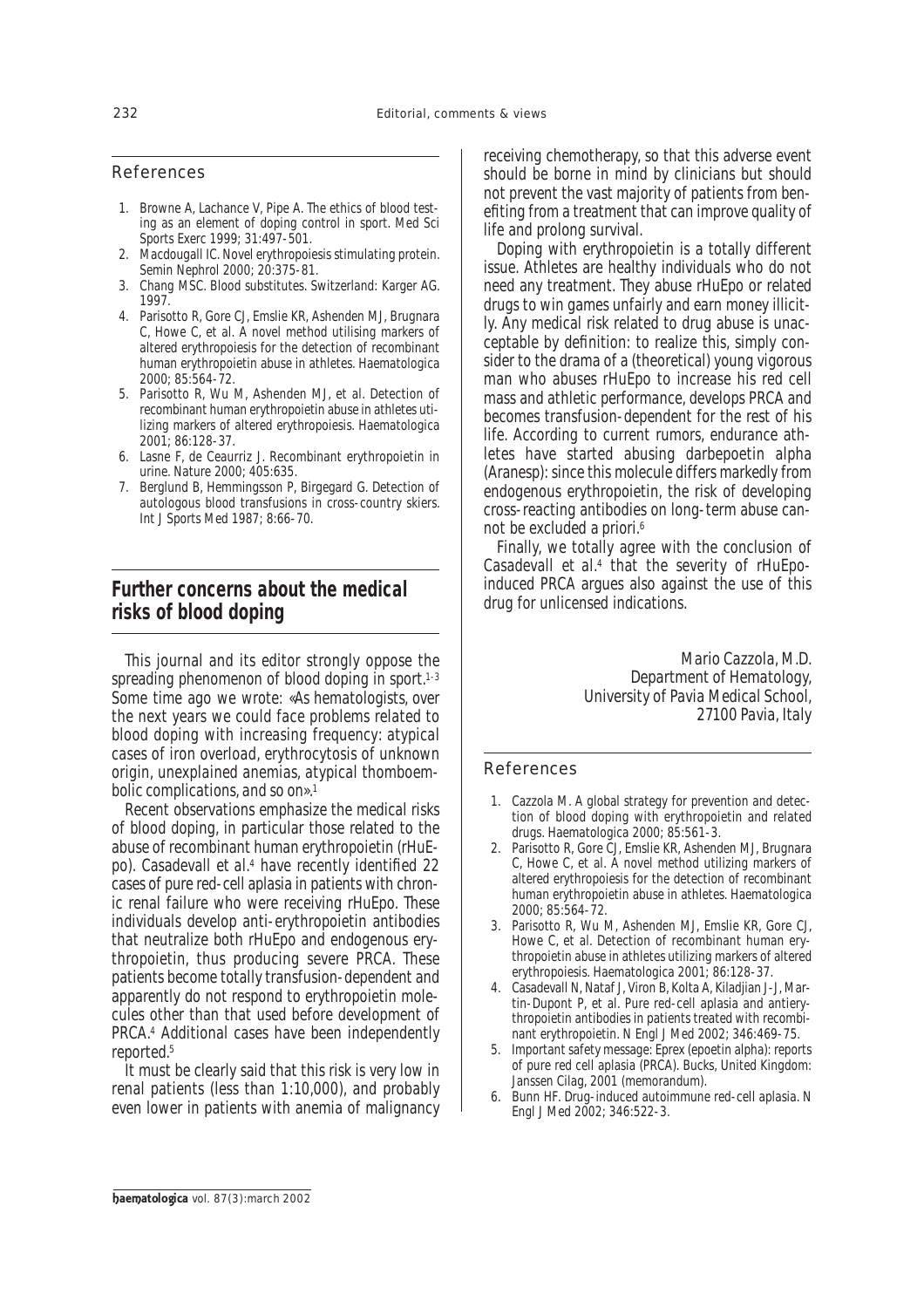## References

1. Browne A, Lachance V, Pipe A. The ethics of blood testing as an element of doping control in sport. Med Sci Sports Exerc 1999; 31:497-501.
2. Macdougall IC. Novel erythropoiesis stimulating protein. Semin Nephrol 2000; 20:375-81.
3. Chang MSC. Blood substitutes. Switzerland: Karger AG. 1997.
4. Parisotto R, Gore CJ, Emslie KR, Ashenden MJ, Brugnara C, Howe C, et al. A novel method utilising markers of altered erythropoiesis for the detection of recombinant human erythropoietin abuse in athletes. Haematologica 2000; 85:564-72.
5. Parisotto R, Wu M, Ashenden MJ, et al. Detection of recombinant human erythropoietin abuse in athletes utilizing markers of altered erythropoiesis. Haematologica 2001; 86:128-37.
6. Lasne F, de Ceaurriz J. Recombinant erythropoietin in urine. Nature 2000; 405:635.
7. Berglund B, Hemmingsson P, Birgegard G. Detection of autologous blood transfusions in cross-country skiers. Int J Sports Med 1987; 8:66-70.

# Further concerns about the medical risks of blood doping

This journal and its editor strongly oppose the spreading phenomenon of blood doping in sport.[1-3] Some time ago we wrote: «As hematologists, over the next years we could face problems related to blood doping with increasing frequency: atypical cases of iron overload, erythrocytosis of unknown origin, unexplained anemias, atypical thomboembolic complications, and so on».[1]

Recent observations emphasize the medical risks of blood doping, in particular those related to the abuse of recombinant human erythropoietin (rHuEpo). Casadevall et al.[4] have recently identified 22 cases of pure red-cell aplasia in patients with chronic renal failure who were receiving rHuEpo. These individuals develop anti-erythropoietin antibodies that neutralize both rHuEpo and endogenous erythropoietin, thus producing severe PRCA. These patients become totally transfusion-dependent and apparently do not respond to erythropoietin molecules other than that used before development of PRCA.[4] Additional cases have been independently reported.[5]

It must be clearly said that this risk is very low in renal patients (less than 1:10,000), and probably even lower in patients with anemia of malignancy receiving chemotherapy, so that this adverse event should be borne in mind by clinicians but should not prevent the vast majority of patients from benefiting from a treatment that can improve quality of life and prolong survival.

Doping with erythropoietin is a totally different issue. Athletes are healthy individuals who do not need any treatment. They abuse rHuEpo or related drugs to win games unfairly and earn money illicitly. Any medical risk related to drug abuse is unacceptable by definition: to realize this, simply consider to the drama of a (theoretical) young vigorous man who abuses rHuEpo to increase his red cell mass and athletic performance, develops PRCA and becomes transfusion-dependent for the rest of his life. According to current rumors, endurance athletes have started abusing darbepoetin alpha (Aranesp): since this molecule differs markedly from endogenous erythropoietin, the risk of developing cross-reacting antibodies on long-term abuse cannot be excluded a priori.[6]

Finally, we totally agree with the conclusion of Casadevall et al.[4] that the severity of rHuEpo-induced PRCA argues also against the use of this drug for unlicensed indications.

Mario Cazzola, M.D.
Department of Hematology,
University of Pavia Medical School,
27100 Pavia, Italy

## References

1. Cazzola M. A global strategy for prevention and detection of blood doping with erythropoietin and related drugs. Haematologica 2000; 85:561-3.
2. Parisotto R, Gore CJ, Emslie KR, Ashenden MJ, Brugnara C, Howe C, et al. A novel method utilizing markers of altered erythropoiesis for the detection of recombinant human erythropoietin abuse in athletes. Haematologica 2000; 85:564-72.
3. Parisotto R, Wu M, Ashenden MJ, Emslie KR, Gore CJ, Howe C, et al. Detection of recombinant human erythropoietin abuse in athletes utilizing markers of altered erythropoiesis. Haematologica 2001; 86:128-37.
4. Casadevall N, Nataf J, Viron B, Kolta A, Kiladjian J-J, Martin-Dupont P, et al. Pure red-cell aplasia and antierythropoietin antibodies in patients treated with recombinant erythropoietin. N Engl J Med 2002; 346:469-75.
5. Important safety message: Eprex (epoetin alpha): reports of pure red cell aplasia (PRCA). Bucks, United Kingdom: Janssen Cilag, 2001 (memorandum).
6. Bunn HF. Drug-induced autoimmune red-cell aplasia. N Engl J Med 2002; 346:522-3.